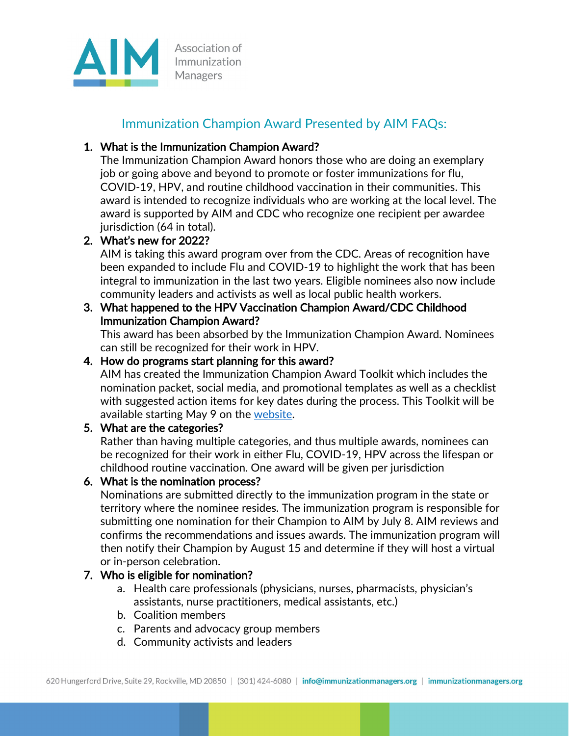AIM Association of Immunization Managers

## Immunization Champion Award Presented by AIM FAQs:

1. **What is the Immunization Champion Award?**
   The Immunization Champion Award honors those who are doing an exemplary job or going above and beyond to promote or foster immunizations for flu, COVID-19, HPV, and routine childhood vaccination in their communities. This award is intended to recognize individuals who are working at the local level. The award is supported by AIM and CDC who recognize one recipient per awardee jurisdiction (64 in total).
2. **What's new for 2022?**
   AIM is taking this award program over from the CDC. Areas of recognition have been expanded to include Flu and COVID-19 to highlight the work that has been integral to immunization in the last two years. Eligible nominees also now include community leaders and activists as well as local public health workers.
3. **What happened to the HPV Vaccination Champion Award/CDC Childhood Immunization Champion Award?**
   This award has been absorbed by the Immunization Champion Award. Nominees can still be recognized for their work in HPV.
4. **How do programs start planning for this award?**
   AIM has created the Immunization Champion Award Toolkit which includes the nomination packet, social media, and promotional templates as well as a checklist with suggested action items for key dates during the process. This Toolkit will be available starting May 9 on the website.
5. **What are the categories?**
   Rather than having multiple categories, and thus multiple awards, nominees can be recognized for their work in either Flu, COVID-19, HPV across the lifespan or childhood routine vaccination. One award will be given per jurisdiction
6. **What is the nomination process?**
   Nominations are submitted directly to the immunization program in the state or territory where the nominee resides. The immunization program is responsible for submitting one nomination for their Champion to AIM by July 8. AIM reviews and confirms the recommendations and issues awards. The immunization program will then notify their Champion by August 15 and determine if they will host a virtual or in-person celebration.
7. **Who is eligible for nomination?**
   a. Health care professionals (physicians, nurses, pharmacists, physician's assistants, nurse practitioners, medical assistants, etc.)
   b. Coalition members
   c. Parents and advocacy group members
   d. Community activists and leaders

620 Hungerford Drive, Suite 29, Rockville, MD 20850 | (301) 424-6080 | info@immunizationmanagers.org | immunizationmanagers.org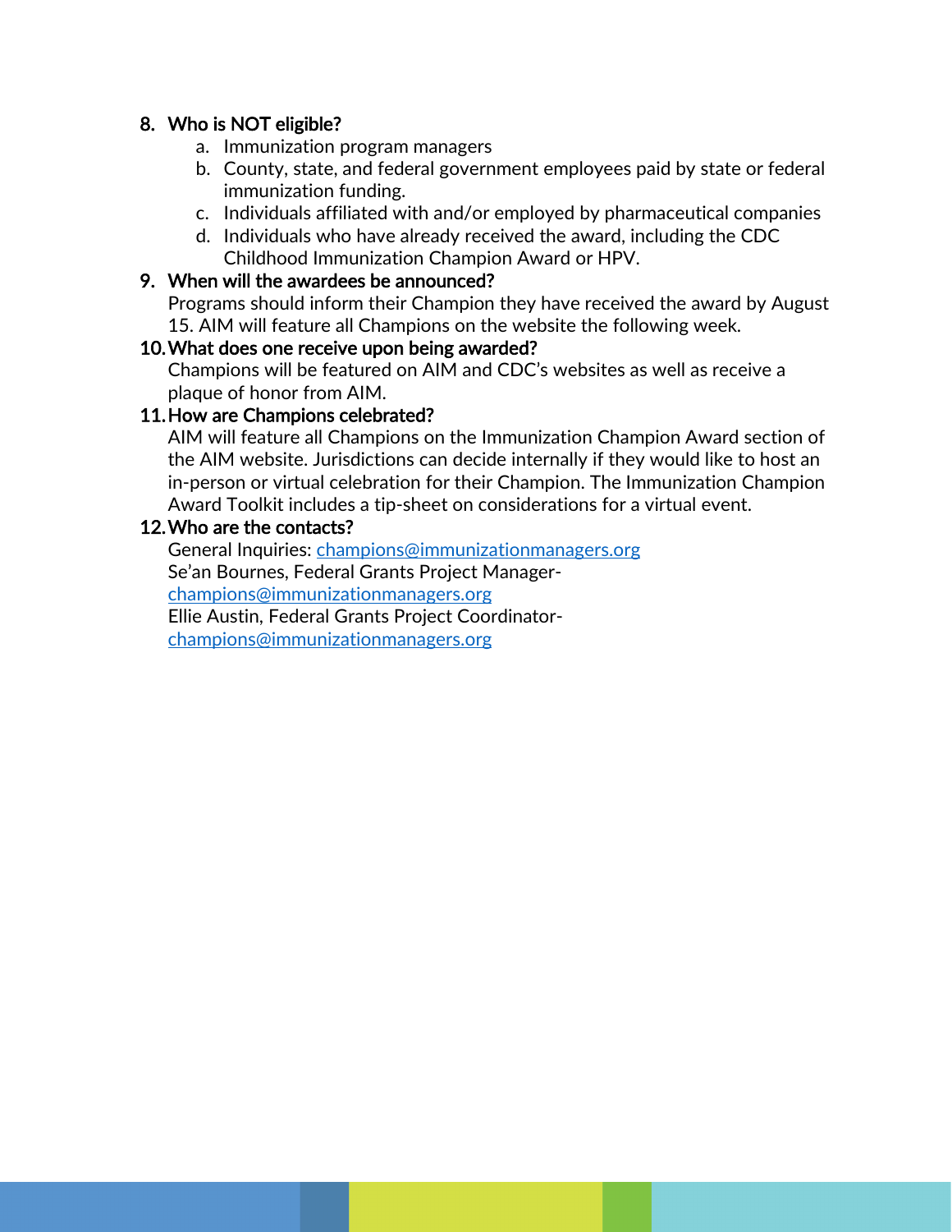8. **Who is NOT eligible?**
    a. Immunization program managers
    b. County, state, and federal government employees paid by state or federal immunization funding.
    c. Individuals affiliated with and/or employed by pharmaceutical companies
    d. Individuals who have already received the award, including the CDC Childhood Immunization Champion Award or HPV.
9. **When will the awardees be announced?**
   Programs should inform their Champion they have received the award by August 15. AIM will feature all Champions on the website the following week.
10. **What does one receive upon being awarded?**
    Champions will be featured on AIM and CDC's websites as well as receive a plaque of honor from AIM.
11. **How are Champions celebrated?**
    AIM will feature all Champions on the Immunization Champion Award section of the AIM website. Jurisdictions can decide internally if they would like to host an in-person or virtual celebration for their Champion. The Immunization Champion Award Toolkit includes a tip-sheet on considerations for a virtual event.
12. **Who are the contacts?**
    General Inquiries: champions@immunizationmanagers.org
    Se'an Bournes, Federal Grants Project Manager-
    champions@immunizationmanagers.org
    Ellie Austin, Federal Grants Project Coordinator-
    champions@immunizationmanagers.org